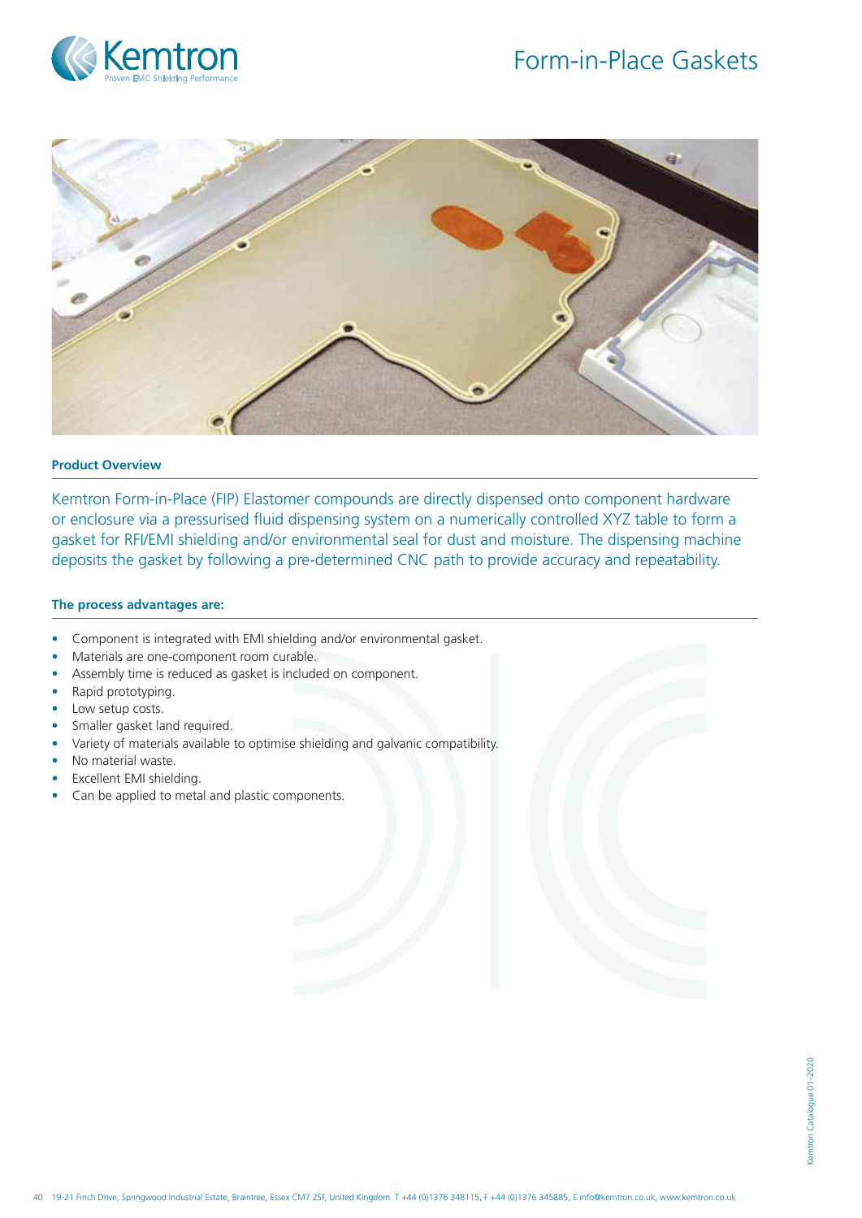# Form-in-Place Gaskets

## Product Overview

Kemtron Form-in-Place (FIP) Elastomer compounds are directly dispensed onto component hardware or enclosure via a pressurised fluid dispensing system on a numerically controlled XYZ table to form a gasket for RFI/EMI shielding and/or environmental seal for dust and moisture. The dispensing machine deposits the gasket by following a pre-determined CNC path to provide accuracy and repeatability.

## The process advantages are:

- Component is integrated with EMI shielding and/or environmental gasket.
- Materials are one-component room curable.
- Assembly time is reduced as gasket is included on component.
- Rapid prototyping.
- Low setup costs.
- Smaller gasket land required.
- Variety of materials available to optimise shielding and galvanic compatibility.
- No material waste.
- Excellent EMI shielding.
- Can be applied to metal and plastic components.

19-21 Finch Drive, Springwood Industrial Estate, Braintree, Essex CM7 2SF, United Kingdom. T +44 (0)1376 348115, F +44 (0)1376 345885, E info@kemtron.co.uk, www.kemtron.co.uk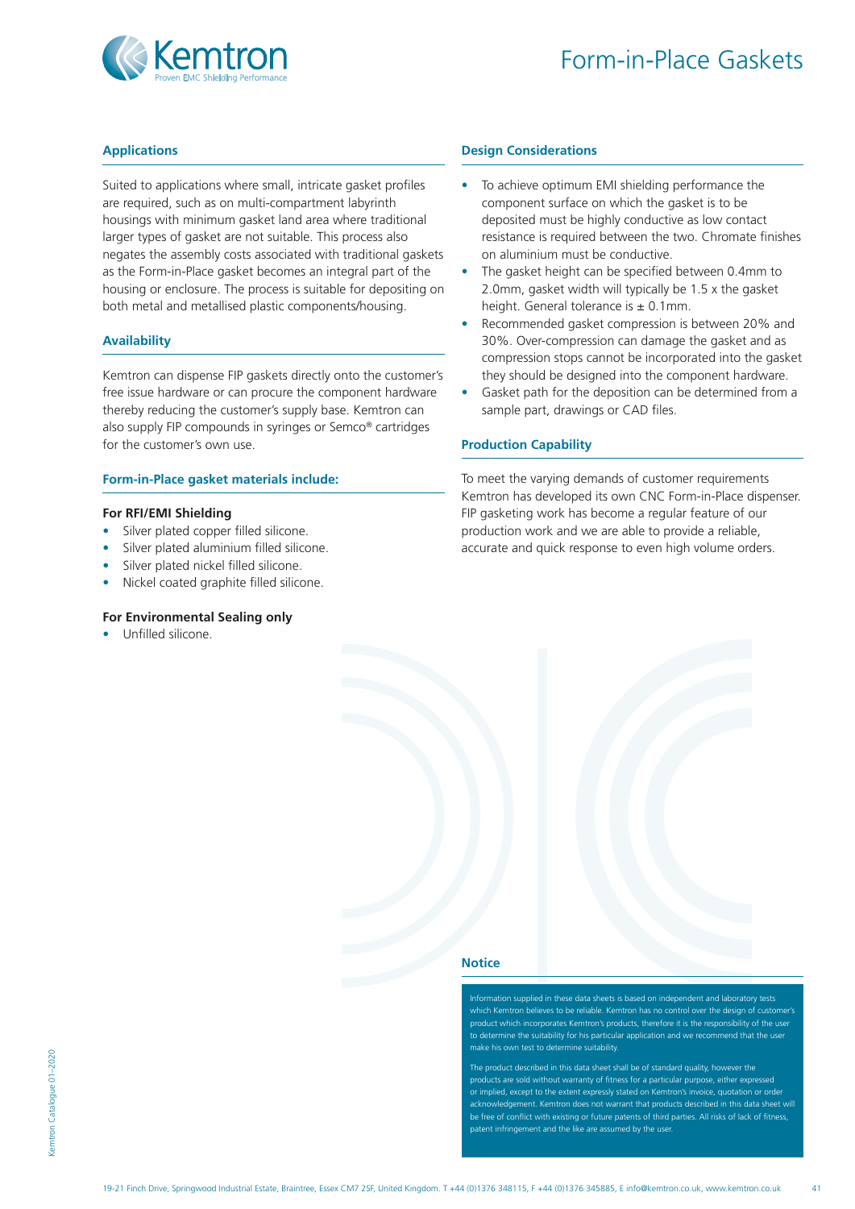# Form-in-Place Gaskets

## Applications

Suited to applications where small, intricate gasket profiles are required, such as on multi-compartment labyrinth housings with minimum gasket land area where traditional larger types of gasket are not suitable. This process also negates the assembly costs associated with traditional gaskets as the Form-in-Place gasket becomes an integral part of the housing or enclosure. The process is suitable for depositing on both metal and metallised plastic components/housing.

## Availability

Kemtron can dispense FIP gaskets directly onto the customer's free issue hardware or can procure the component hardware thereby reducing the customer's supply base. Kemtron can also supply FIP compounds in syringes or Semco® cartridges for the customer's own use.

## Form-in-Place gasket materials include:

**For RFI/EMI Shielding**

- Silver plated copper filled silicone.
- Silver plated aluminium filled silicone.
- Silver plated nickel filled silicone.
- Nickel coated graphite filled silicone.

**For Environmental Sealing only**

- Unfilled silicone.

## Design Considerations

- To achieve optimum EMI shielding performance the component surface on which the gasket is to be deposited must be highly conductive as low contact resistance is required between the two. Chromate finishes on aluminium must be conductive.
- The gasket height can be specified between 0.4mm to 2.0mm, gasket width will typically be 1.5 x the gasket height. General tolerance is ± 0.1mm.
- Recommended gasket compression is between 20% and 30%. Over-compression can damage the gasket and as compression stops cannot be incorporated into the gasket they should be designed into the component hardware.
- Gasket path for the deposition can be determined from a sample part, drawings or CAD files.

## Production Capability

To meet the varying demands of customer requirements Kemtron has developed its own CNC Form-in-Place dispenser. FIP gasketing work has become a regular feature of our production work and we are able to provide a reliable, accurate and quick response to even high volume orders.

## Notice

Information supplied in these data sheets is based on independent and laboratory tests which Kemtron believes to be reliable. Kemtron has no control over the design of customer's product which incorporates Kemtron's products, therefore it is the responsibility of the user to determine the suitability for his particular application and we recommend that the user make his own test to determine suitability.

The product described in this data sheet shall be of standard quality, however the products are sold without warranty of fitness for a particular purpose, either expressed or implied, except to the extent expressly stated on Kemtron's invoice, quotation or order acknowledgement. Kemtron does not warrant that products described in this data sheet will be free of conflict with existing or future patents of third parties. All risks of lack of fitness, patent infringement and the like are assumed by the user.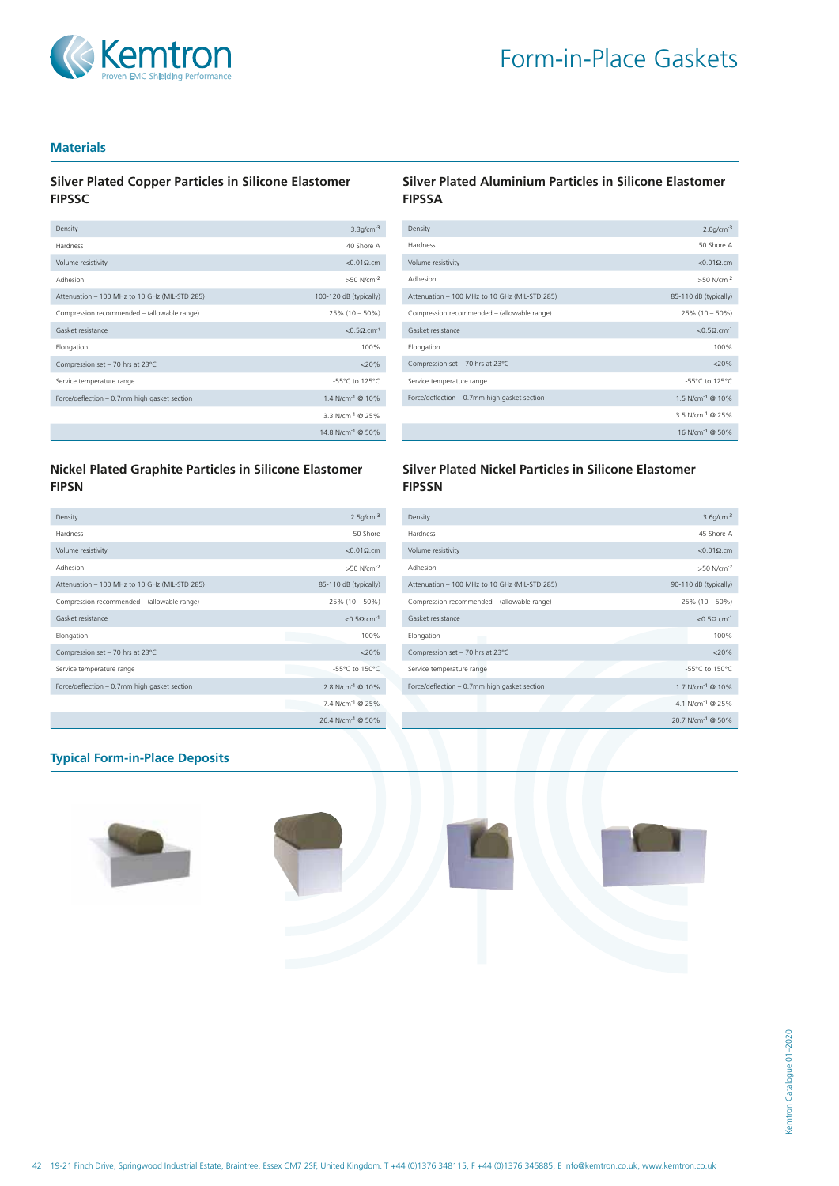# Form-in-Place Gaskets

## Materials

### Silver Plated Copper Particles in Silicone Elastomer FIPSSC

| | |
|---|---|
| Density | 3.3g/cm$^{-3}$ |
| Hardness | 40 Shore A |
| Volume resistivity | <0.01Ω.cm |
| Adhesion | >50 N/cm$^{-2}$ |
| Attenuation – 100 MHz to 10 GHz (MIL-STD 285) | 100-120 dB (typically) |
| Compression recommended – (allowable range) | 25% (10 – 50%) |
| Gasket resistance | <0.5Ω.cm$^{-1}$ |
| Elongation | 100% |
| Compression set – 70 hrs at 23°C | <20% |
| Service temperature range | -55°C to 125°C |
| Force/deflection – 0.7mm high gasket section | 1.4 N/cm$^{-1}$ @ 10% |
| | 3.3 N/cm$^{-1}$ @ 25% |
| | 14.8 N/cm$^{-1}$ @ 50% |

### Silver Plated Aluminium Particles in Silicone Elastomer FIPSSA

| | |
|---|---|
| Density | 2.0g/cm$^{-3}$ |
| Hardness | 50 Shore A |
| Volume resistivity | <0.01Ω.cm |
| Adhesion | >50 N/cm$^{-2}$ |
| Attenuation – 100 MHz to 10 GHz (MIL-STD 285) | 85-110 dB (typically) |
| Compression recommended – (allowable range) | 25% (10 – 50%) |
| Gasket resistance | <0.5Ω.cm$^{-1}$ |
| Elongation | 100% |
| Compression set – 70 hrs at 23°C | <20% |
| Service temperature range | -55°C to 125°C |
| Force/deflection – 0.7mm high gasket section | 1.5 N/cm$^{-1}$ @ 10% |
| | 3.5 N/cm$^{-1}$ @ 25% |
| | 16 N/cm$^{-1}$ @ 50% |

### Nickel Plated Graphite Particles in Silicone Elastomer FIPSN

| | |
|---|---|
| Density | 2.5g/cm$^{-3}$ |
| Hardness | 50 Shore |
| Volume resistivity | <0.01Ω.cm |
| Adhesion | >50 N/cm$^{-2}$ |
| Attenuation – 100 MHz to 10 GHz (MIL-STD 285) | 85-110 dB (typically) |
| Compression recommended – (allowable range) | 25% (10 – 50%) |
| Gasket resistance | <0.5Ω.cm$^{-1}$ |
| Elongation | 100% |
| Compression set – 70 hrs at 23°C | <20% |
| Service temperature range | -55°C to 150°C |
| Force/deflection – 0.7mm high gasket section | 2.8 N/cm$^{-1}$ @ 10% |
| | 7.4 N/cm$^{-1}$ @ 25% |
| | 26.4 N/cm$^{-1}$ @ 50% |

### Silver Plated Nickel Particles in Silicone Elastomer FIPSSN

| | |
|---|---|
| Density | 3.6g/cm$^{-3}$ |
| Hardness | 45 Shore A |
| Volume resistivity | <0.01Ω.cm |
| Adhesion | >50 N/cm$^{-2}$ |
| Attenuation – 100 MHz to 10 GHz (MIL-STD 285) | 90-110 dB (typically) |
| Compression recommended – (allowable range) | 25% (10 – 50%) |
| Gasket resistance | <0.5Ω.cm$^{-1}$ |
| Elongation | 100% |
| Compression set – 70 hrs at 23°C | <20% |
| Service temperature range | -55°C to 150°C |
| Force/deflection – 0.7mm high gasket section | 1.7 N/cm$^{-1}$ @ 10% |
| | 4.1 N/cm$^{-1}$ @ 25% |
| | 20.7 N/cm$^{-1}$ @ 50% |

## Typical Form-in-Place Deposits